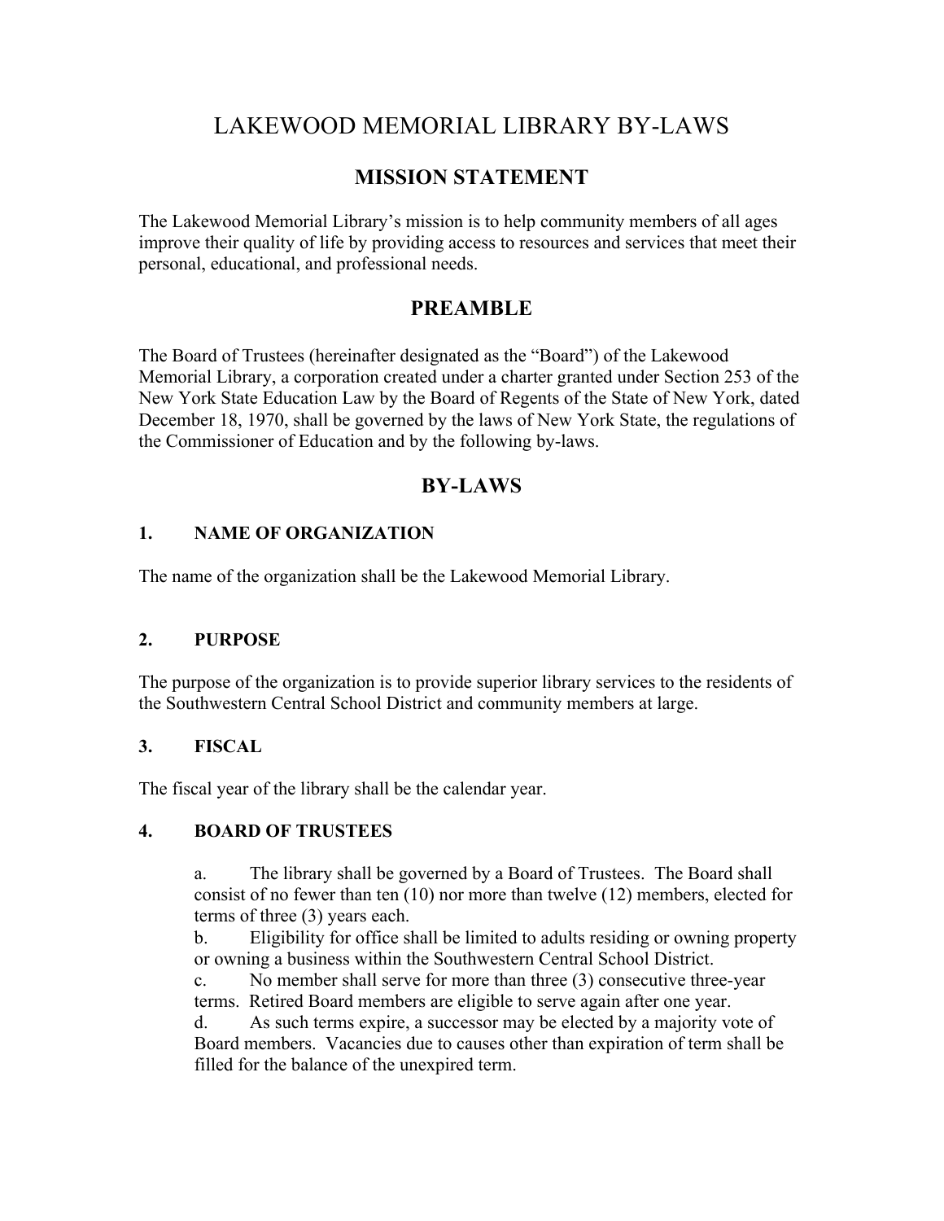# LAKEWOOD MEMORIAL LIBRARY BY-LAWS

## MISSION STATEMENT

The Lakewood Memorial Library's mission is to help community members of all ages improve their quality of life by providing access to resources and services that meet their personal, educational, and professional needs.

## PREAMBLE

The Board of Trustees (hereinafter designated as the "Board") of the Lakewood Memorial Library, a corporation created under a charter granted under Section 253 of the New York State Education Law by the Board of Regents of the State of New York, dated December 18, 1970, shall be governed by the laws of New York State, the regulations of the Commissioner of Education and by the following by-laws.

## BY-LAWS

### 1. NAME OF ORGANIZATION

The name of the organization shall be the Lakewood Memorial Library.

### 2. PURPOSE

The purpose of the organization is to provide superior library services to the residents of the Southwestern Central School District and community members at large.

### 3. FISCAL

The fiscal year of the library shall be the calendar year.

### 4. BOARD OF TRUSTEES

a. The library shall be governed by a Board of Trustees. The Board shall consist of no fewer than ten (10) nor more than twelve (12) members, elected for terms of three (3) years each.

b. Eligibility for office shall be limited to adults residing or owning property or owning a business within the Southwestern Central School District.

c. No member shall serve for more than three (3) consecutive three-year terms. Retired Board members are eligible to serve again after one year.

d. As such terms expire, a successor may be elected by a majority vote of Board members. Vacancies due to causes other than expiration of term shall be filled for the balance of the unexpired term.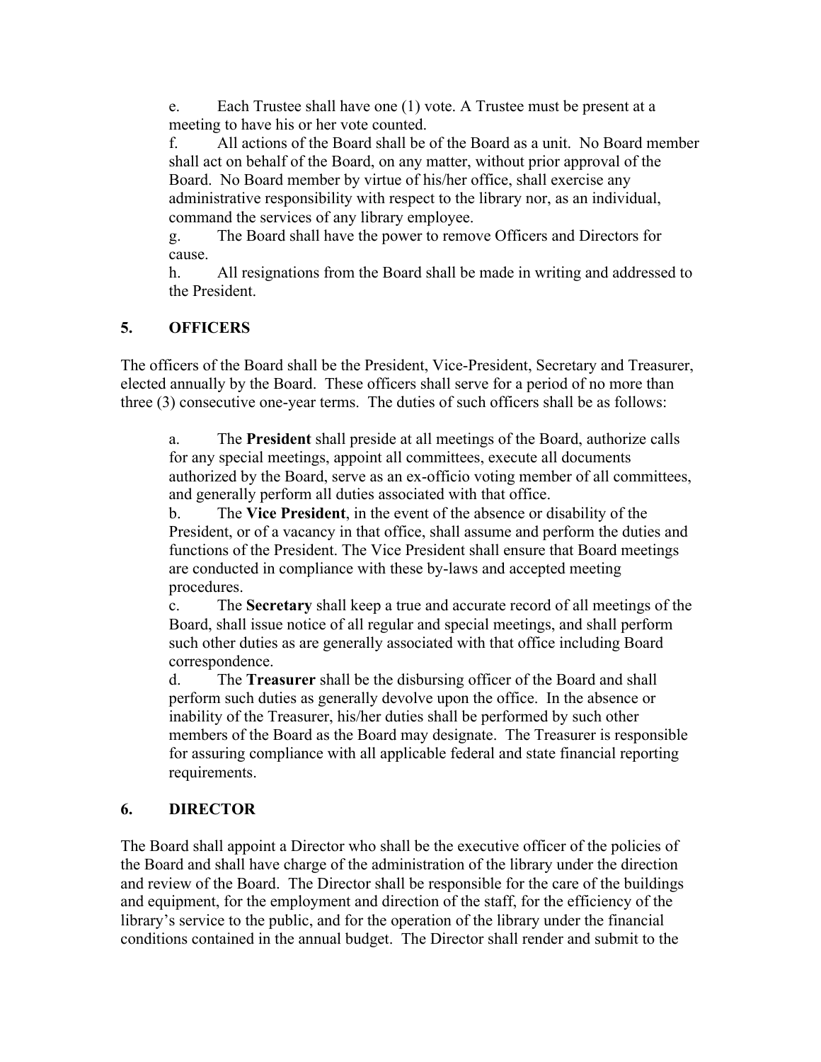e. Each Trustee shall have one (1) vote. A Trustee must be present at a meeting to have his or her vote counted.

f. All actions of the Board shall be of the Board as a unit. No Board member shall act on behalf of the Board, on any matter, without prior approval of the Board. No Board member by virtue of his/her office, shall exercise any administrative responsibility with respect to the library nor, as an individual, command the services of any library employee.

g. The Board shall have the power to remove Officers and Directors for cause.

h. All resignations from the Board shall be made in writing and addressed to the President.

## 5. OFFICERS

The officers of the Board shall be the President, Vice-President, Secretary and Treasurer, elected annually by the Board. These officers shall serve for a period of no more than three (3) consecutive one-year terms. The duties of such officers shall be as follows:

a. The **President** shall preside at all meetings of the Board, authorize calls for any special meetings, appoint all committees, execute all documents authorized by the Board, serve as an ex-officio voting member of all committees, and generally perform all duties associated with that office.

b. The **Vice President**, in the event of the absence or disability of the President, or of a vacancy in that office, shall assume and perform the duties and functions of the President. The Vice President shall ensure that Board meetings are conducted in compliance with these by-laws and accepted meeting procedures.

c. The **Secretary** shall keep a true and accurate record of all meetings of the Board, shall issue notice of all regular and special meetings, and shall perform such other duties as are generally associated with that office including Board correspondence.

d. The **Treasurer** shall be the disbursing officer of the Board and shall perform such duties as generally devolve upon the office. In the absence or inability of the Treasurer, his/her duties shall be performed by such other members of the Board as the Board may designate. The Treasurer is responsible for assuring compliance with all applicable federal and state financial reporting requirements.

## 6. DIRECTOR

The Board shall appoint a Director who shall be the executive officer of the policies of the Board and shall have charge of the administration of the library under the direction and review of the Board. The Director shall be responsible for the care of the buildings and equipment, for the employment and direction of the staff, for the efficiency of the library's service to the public, and for the operation of the library under the financial conditions contained in the annual budget. The Director shall render and submit to the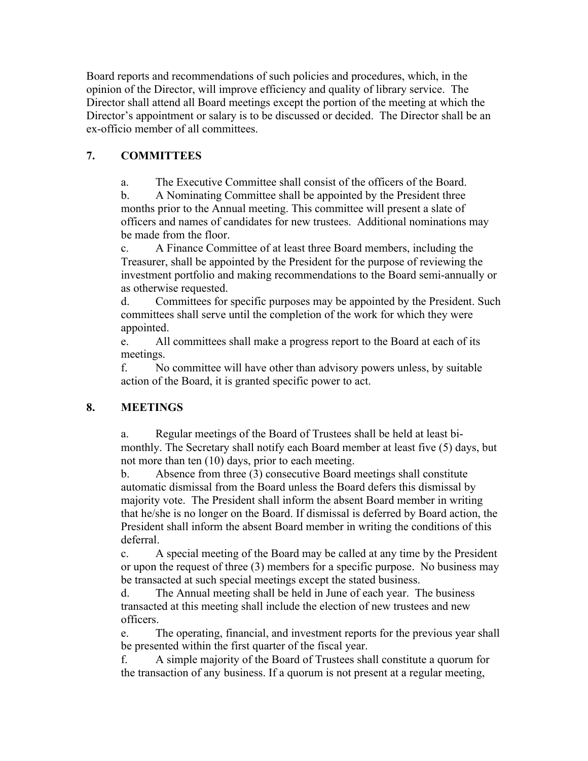Board reports and recommendations of such policies and procedures, which, in the opinion of the Director, will improve efficiency and quality of library service. The Director shall attend all Board meetings except the portion of the meeting at which the Director's appointment or salary is to be discussed or decided. The Director shall be an ex-officio member of all committees.

## 7. COMMITTEES

a. The Executive Committee shall consist of the officers of the Board.
b. A Nominating Committee shall be appointed by the President three months prior to the Annual meeting. This committee will present a slate of officers and names of candidates for new trustees. Additional nominations may be made from the floor.
c. A Finance Committee of at least three Board members, including the Treasurer, shall be appointed by the President for the purpose of reviewing the investment portfolio and making recommendations to the Board semi-annually or as otherwise requested.
d. Committees for specific purposes may be appointed by the President. Such committees shall serve until the completion of the work for which they were appointed.
e. All committees shall make a progress report to the Board at each of its meetings.
f. No committee will have other than advisory powers unless, by suitable action of the Board, it is granted specific power to act.

## 8. MEETINGS

a. Regular meetings of the Board of Trustees shall be held at least bi-monthly. The Secretary shall notify each Board member at least five (5) days, but not more than ten (10) days, prior to each meeting.
b. Absence from three (3) consecutive Board meetings shall constitute automatic dismissal from the Board unless the Board defers this dismissal by majority vote. The President shall inform the absent Board member in writing that he/she is no longer on the Board. If dismissal is deferred by Board action, the President shall inform the absent Board member in writing the conditions of this deferral.
c. A special meeting of the Board may be called at any time by the President or upon the request of three (3) members for a specific purpose. No business may be transacted at such special meetings except the stated business.
d. The Annual meeting shall be held in June of each year. The business transacted at this meeting shall include the election of new trustees and new officers.
e. The operating, financial, and investment reports for the previous year shall be presented within the first quarter of the fiscal year.
f. A simple majority of the Board of Trustees shall constitute a quorum for the transaction of any business. If a quorum is not present at a regular meeting,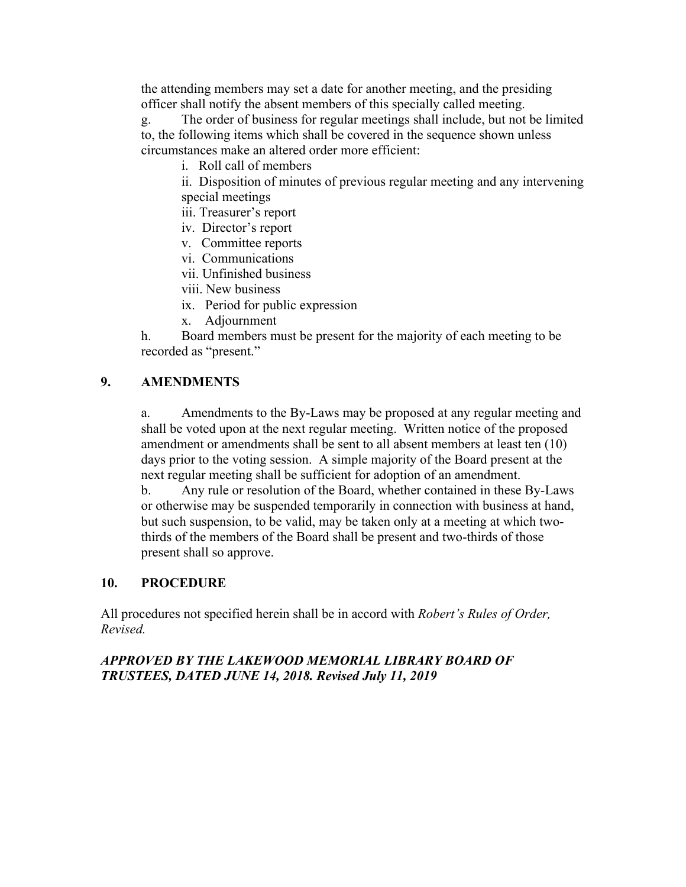the attending members may set a date for another meeting, and the presiding officer shall notify the absent members of this specially called meeting.

g. The order of business for regular meetings shall include, but not be limited to, the following items which shall be covered in the sequence shown unless circumstances make an altered order more efficient:

i. Roll call of members
ii. Disposition of minutes of previous regular meeting and any intervening special meetings
iii. Treasurer's report
iv. Director's report
v. Committee reports
vi. Communications
vii. Unfinished business
viii. New business
ix. Period for public expression
x. Adjournment

h. Board members must be present for the majority of each meeting to be recorded as "present."

## 9. AMENDMENTS

a. Amendments to the By-Laws may be proposed at any regular meeting and shall be voted upon at the next regular meeting. Written notice of the proposed amendment or amendments shall be sent to all absent members at least ten (10) days prior to the voting session. A simple majority of the Board present at the next regular meeting shall be sufficient for adoption of an amendment.

b. Any rule or resolution of the Board, whether contained in these By-Laws or otherwise may be suspended temporarily in connection with business at hand, but such suspension, to be valid, may be taken only at a meeting at which two-thirds of the members of the Board shall be present and two-thirds of those present shall so approve.

## 10. PROCEDURE

All procedures not specified herein shall be in accord with *Robert's Rules of Order, Revised.*

***APPROVED BY THE LAKEWOOD MEMORIAL LIBRARY BOARD OF TRUSTEES, DATED JUNE 14, 2018. Revised July 11, 2019***